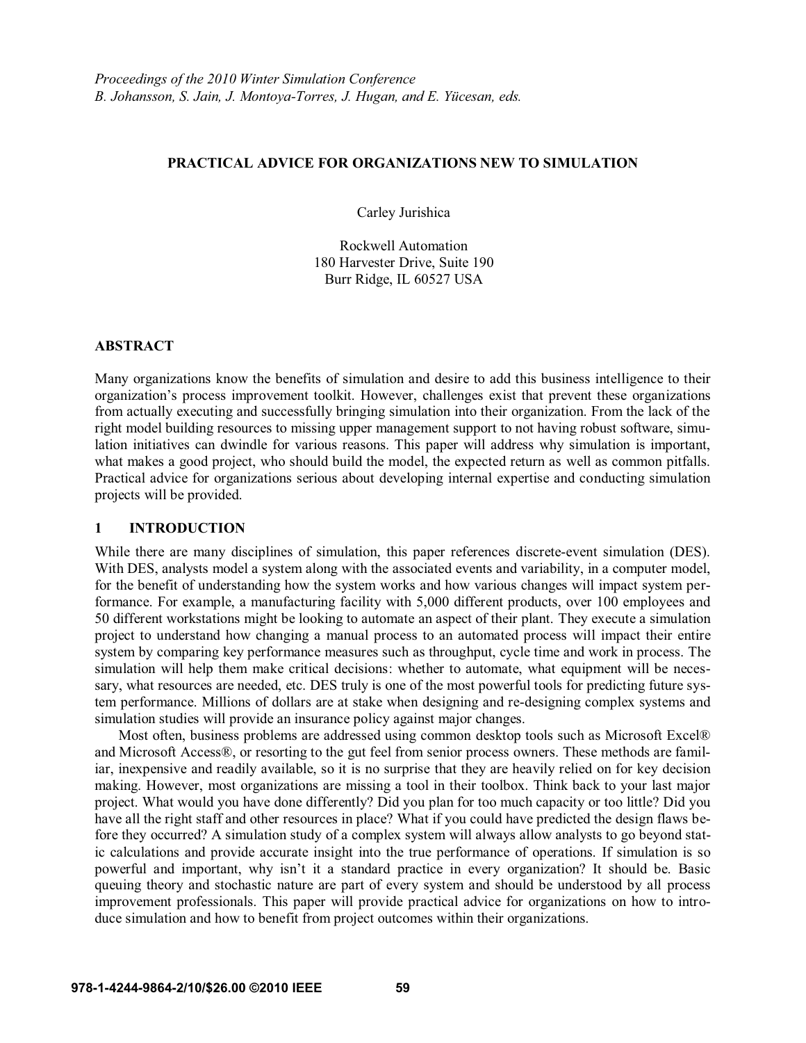*Proceedings of the 2010 Winter Simulation Conference*
*B. Johansson, S. Jain, J. Montoya-Torres, J. Hugan, and E. Yücesan, eds.*

# PRACTICAL ADVICE FOR ORGANIZATIONS NEW TO SIMULATION

Carley Jurishica

Rockwell Automation
180 Harvester Drive, Suite 190
Burr Ridge, IL 60527 USA

## ABSTRACT

Many organizations know the benefits of simulation and desire to add this business intelligence to their organization's process improvement toolkit. However, challenges exist that prevent these organizations from actually executing and successfully bringing simulation into their organization. From the lack of the right model building resources to missing upper management support to not having robust software, simulation initiatives can dwindle for various reasons. This paper will address why simulation is important, what makes a good project, who should build the model, the expected return as well as common pitfalls. Practical advice for organizations serious about developing internal expertise and conducting simulation projects will be provided.

## 1 INTRODUCTION

While there are many disciplines of simulation, this paper references discrete-event simulation (DES). With DES, analysts model a system along with the associated events and variability, in a computer model, for the benefit of understanding how the system works and how various changes will impact system performance. For example, a manufacturing facility with 5,000 different products, over 100 employees and 50 different workstations might be looking to automate an aspect of their plant. They execute a simulation project to understand how changing a manual process to an automated process will impact their entire system by comparing key performance measures such as throughput, cycle time and work in process. The simulation will help them make critical decisions: whether to automate, what equipment will be necessary, what resources are needed, etc. DES truly is one of the most powerful tools for predicting future system performance. Millions of dollars are at stake when designing and re-designing complex systems and simulation studies will provide an insurance policy against major changes.

Most often, business problems are addressed using common desktop tools such as Microsoft Excel® and Microsoft Access®, or resorting to the gut feel from senior process owners. These methods are familiar, inexpensive and readily available, so it is no surprise that they are heavily relied on for key decision making. However, most organizations are missing a tool in their toolbox. Think back to your last major project. What would you have done differently? Did you plan for too much capacity or too little? Did you have all the right staff and other resources in place? What if you could have predicted the design flaws before they occurred? A simulation study of a complex system will always allow analysts to go beyond static calculations and provide accurate insight into the true performance of operations. If simulation is so powerful and important, why isn't it a standard practice in every organization? It should be. Basic queuing theory and stochastic nature are part of every system and should be understood by all process improvement professionals. This paper will provide practical advice for organizations on how to introduce simulation and how to benefit from project outcomes within their organizations.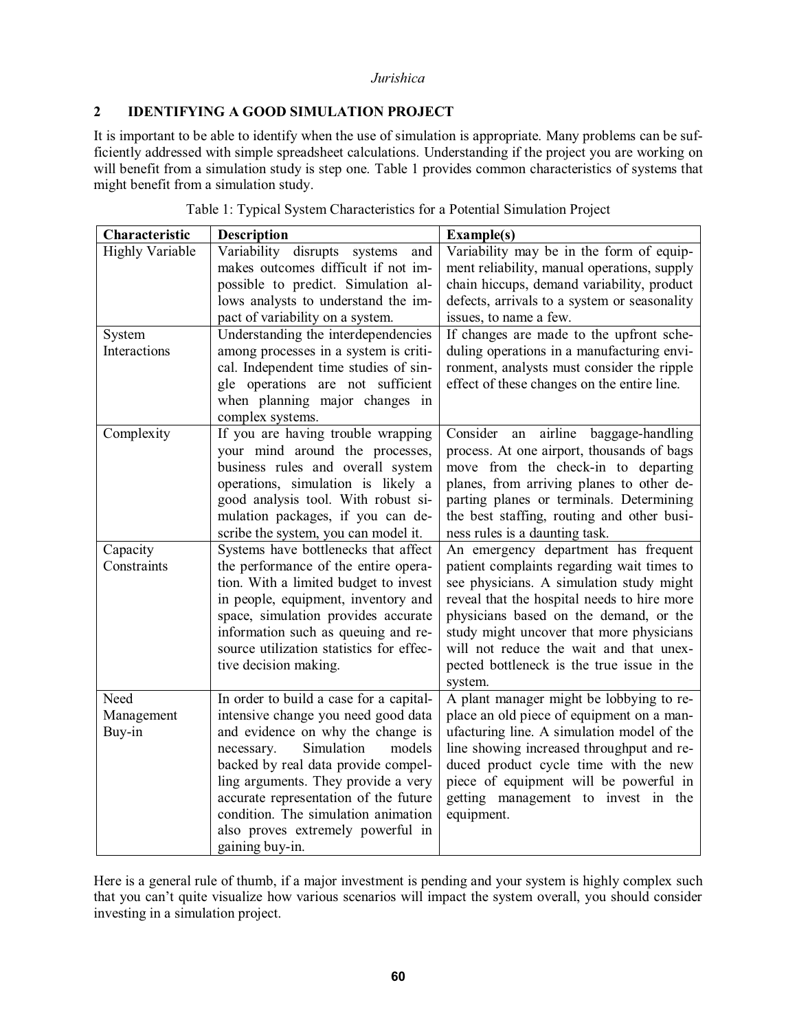## 2 IDENTIFYING A GOOD SIMULATION PROJECT

It is important to be able to identify when the use of simulation is appropriate. Many problems can be sufficiently addressed with simple spreadsheet calculations. Understanding if the project you are working on will benefit from a simulation study is step one. Table 1 provides common characteristics of systems that might benefit from a simulation study.

Table 1: Typical System Characteristics for a Potential Simulation Project

| Characteristic | Description | Example(s) |
|---|---|---|
| Highly Variable | Variability disrupts systems and makes outcomes difficult if not impossible to predict. Simulation allows analysts to understand the impact of variability on a system. | Variability may be in the form of equipment reliability, manual operations, supply chain hiccups, demand variability, product defects, arrivals to a system or seasonality issues, to name a few. |
| System Interactions | Understanding the interdependencies among processes in a system is critical. Independent time studies of single operations are not sufficient when planning major changes in complex systems. | If changes are made to the upfront scheduling operations in a manufacturing environment, analysts must consider the ripple effect of these changes on the entire line. |
| Complexity | If you are having trouble wrapping your mind around the processes, business rules and overall system operations, simulation is likely a good analysis tool. With robust simulation packages, if you can describe the system, you can model it. | Consider an airline baggage-handling process. At one airport, thousands of bags move from the check-in to departing planes, from arriving planes to other departing planes or terminals. Determining the best staffing, routing and other business rules is a daunting task. |
| Capacity Constraints | Systems have bottlenecks that affect the performance of the entire operation. With a limited budget to invest in people, equipment, inventory and space, simulation provides accurate information such as queuing and resource utilization statistics for effective decision making. | An emergency department has frequent patient complaints regarding wait times to see physicians. A simulation study might reveal that the hospital needs to hire more physicians based on the demand, or the study might uncover that more physicians will not reduce the wait and that unexpected bottleneck is the true issue in the system. |
| Need Management Buy-in | In order to build a case for a capital-intensive change you need good data and evidence on why the change is necessary. Simulation models backed by real data provide compelling arguments. They provide a very accurate representation of the future condition. The simulation animation also proves extremely powerful in gaining buy-in. | A plant manager might be lobbying to replace an old piece of equipment on a manufacturing line. A simulation model of the line showing increased throughput and reduced product cycle time with the new piece of equipment will be powerful in getting management to invest in the equipment. |

Here is a general rule of thumb, if a major investment is pending and your system is highly complex such that you can't quite visualize how various scenarios will impact the system overall, you should consider investing in a simulation project.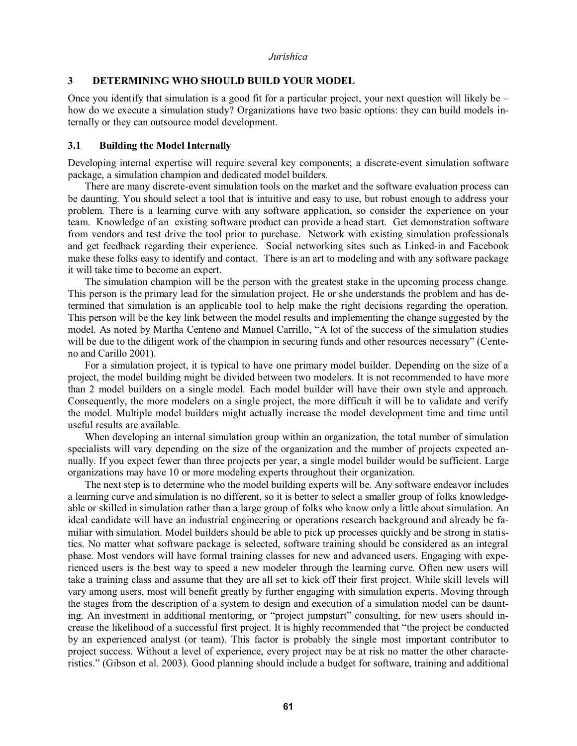## 3 DETERMINING WHO SHOULD BUILD YOUR MODEL

Once you identify that simulation is a good fit for a particular project, your next question will likely be – how do we execute a simulation study? Organizations have two basic options: they can build models internally or they can outsource model development.

### 3.1 Building the Model Internally

Developing internal expertise will require several key components; a discrete-event simulation software package, a simulation champion and dedicated model builders.

There are many discrete-event simulation tools on the market and the software evaluation process can be daunting. You should select a tool that is intuitive and easy to use, but robust enough to address your problem. There is a learning curve with any software application, so consider the experience on your team. Knowledge of an existing software product can provide a head start. Get demonstration software from vendors and test drive the tool prior to purchase. Network with existing simulation professionals and get feedback regarding their experience. Social networking sites such as Linked-in and Facebook make these folks easy to identify and contact. There is an art to modeling and with any software package it will take time to become an expert.

The simulation champion will be the person with the greatest stake in the upcoming process change. This person is the primary lead for the simulation project. He or she understands the problem and has determined that simulation is an applicable tool to help make the right decisions regarding the operation. This person will be the key link between the model results and implementing the change suggested by the model. As noted by Martha Centeno and Manuel Carrillo, "A lot of the success of the simulation studies will be due to the diligent work of the champion in securing funds and other resources necessary" (Centeno and Carillo 2001).

For a simulation project, it is typical to have one primary model builder. Depending on the size of a project, the model building might be divided between two modelers. It is not recommended to have more than 2 model builders on a single model. Each model builder will have their own style and approach. Consequently, the more modelers on a single project, the more difficult it will be to validate and verify the model. Multiple model builders might actually increase the model development time and time until useful results are available.

When developing an internal simulation group within an organization, the total number of simulation specialists will vary depending on the size of the organization and the number of projects expected annually. If you expect fewer than three projects per year, a single model builder would be sufficient. Large organizations may have 10 or more modeling experts throughout their organization.

The next step is to determine who the model building experts will be. Any software endeavor includes a learning curve and simulation is no different, so it is better to select a smaller group of folks knowledgeable or skilled in simulation rather than a large group of folks who know only a little about simulation. An ideal candidate will have an industrial engineering or operations research background and already be familiar with simulation. Model builders should be able to pick up processes quickly and be strong in statistics. No matter what software package is selected, software training should be considered as an integral phase. Most vendors will have formal training classes for new and advanced users. Engaging with experienced users is the best way to speed a new modeler through the learning curve. Often new users will take a training class and assume that they are all set to kick off their first project. While skill levels will vary among users, most will benefit greatly by further engaging with simulation experts. Moving through the stages from the description of a system to design and execution of a simulation model can be daunting. An investment in additional mentoring, or "project jumpstart" consulting, for new users should increase the likelihood of a successful first project. It is highly recommended that "the project be conducted by an experienced analyst (or team). This factor is probably the single most important contributor to project success. Without a level of experience, every project may be at risk no matter the other characteristics." (Gibson et al. 2003). Good planning should include a budget for software, training and additional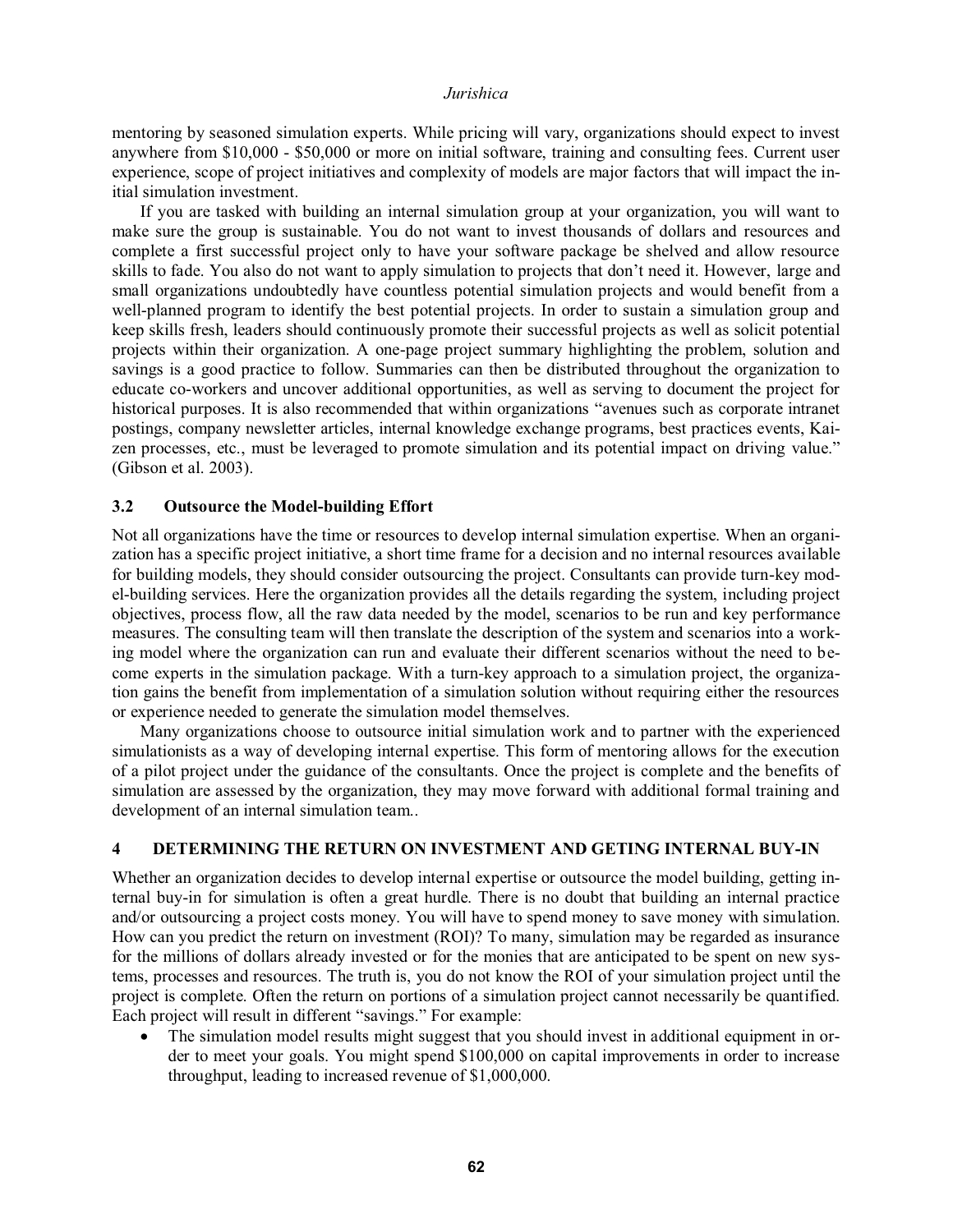mentoring by seasoned simulation experts. While pricing will vary, organizations should expect to invest anywhere from $10,000 - $50,000 or more on initial software, training and consulting fees. Current user experience, scope of project initiatives and complexity of models are major factors that will impact the initial simulation investment.

If you are tasked with building an internal simulation group at your organization, you will want to make sure the group is sustainable. You do not want to invest thousands of dollars and resources and complete a first successful project only to have your software package be shelved and allow resource skills to fade. You also do not want to apply simulation to projects that don't need it. However, large and small organizations undoubtedly have countless potential simulation projects and would benefit from a well-planned program to identify the best potential projects. In order to sustain a simulation group and keep skills fresh, leaders should continuously promote their successful projects as well as solicit potential projects within their organization. A one-page project summary highlighting the problem, solution and savings is a good practice to follow. Summaries can then be distributed throughout the organization to educate co-workers and uncover additional opportunities, as well as serving to document the project for historical purposes. It is also recommended that within organizations "avenues such as corporate intranet postings, company newsletter articles, internal knowledge exchange programs, best practices events, Kaizen processes, etc., must be leveraged to promote simulation and its potential impact on driving value." (Gibson et al. 2003).

### 3.2 Outsource the Model-building Effort

Not all organizations have the time or resources to develop internal simulation expertise. When an organization has a specific project initiative, a short time frame for a decision and no internal resources available for building models, they should consider outsourcing the project. Consultants can provide turn-key model-building services. Here the organization provides all the details regarding the system, including project objectives, process flow, all the raw data needed by the model, scenarios to be run and key performance measures. The consulting team will then translate the description of the system and scenarios into a working model where the organization can run and evaluate their different scenarios without the need to become experts in the simulation package. With a turn-key approach to a simulation project, the organization gains the benefit from implementation of a simulation solution without requiring either the resources or experience needed to generate the simulation model themselves.

Many organizations choose to outsource initial simulation work and to partner with the experienced simulationists as a way of developing internal expertise. This form of mentoring allows for the execution of a pilot project under the guidance of the consultants. Once the project is complete and the benefits of simulation are assessed by the organization, they may move forward with additional formal training and development of an internal simulation team..

## 4 DETERMINING THE RETURN ON INVESTMENT AND GETING INTERNAL BUY-IN

Whether an organization decides to develop internal expertise or outsource the model building, getting internal buy-in for simulation is often a great hurdle. There is no doubt that building an internal practice and/or outsourcing a project costs money. You will have to spend money to save money with simulation. How can you predict the return on investment (ROI)? To many, simulation may be regarded as insurance for the millions of dollars already invested or for the monies that are anticipated to be spent on new systems, processes and resources. The truth is, you do not know the ROI of your simulation project until the project is complete. Often the return on portions of a simulation project cannot necessarily be quantified. Each project will result in different "savings." For example:

- The simulation model results might suggest that you should invest in additional equipment in order to meet your goals. You might spend $100,000 on capital improvements in order to increase throughput, leading to increased revenue of $1,000,000.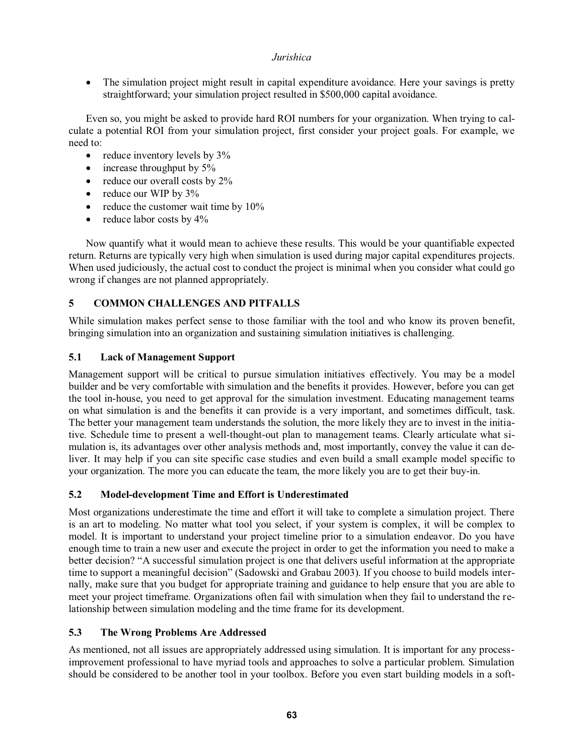- The simulation project might result in capital expenditure avoidance. Here your savings is pretty straightforward; your simulation project resulted in $500,000 capital avoidance.

Even so, you might be asked to provide hard ROI numbers for your organization. When trying to calculate a potential ROI from your simulation project, first consider your project goals. For example, we need to:

- reduce inventory levels by 3%
- increase throughput by 5%
- reduce our overall costs by 2%
- reduce our WIP by 3%
- reduce the customer wait time by 10%
- reduce labor costs by 4%

Now quantify what it would mean to achieve these results. This would be your quantifiable expected return. Returns are typically very high when simulation is used during major capital expenditures projects. When used judiciously, the actual cost to conduct the project is minimal when you consider what could go wrong if changes are not planned appropriately.

## 5 COMMON CHALLENGES AND PITFALLS

While simulation makes perfect sense to those familiar with the tool and who know its proven benefit, bringing simulation into an organization and sustaining simulation initiatives is challenging.

### 5.1 Lack of Management Support

Management support will be critical to pursue simulation initiatives effectively. You may be a model builder and be very comfortable with simulation and the benefits it provides. However, before you can get the tool in-house, you need to get approval for the simulation investment. Educating management teams on what simulation is and the benefits it can provide is a very important, and sometimes difficult, task. The better your management team understands the solution, the more likely they are to invest in the initiative. Schedule time to present a well-thought-out plan to management teams. Clearly articulate what simulation is, its advantages over other analysis methods and, most importantly, convey the value it can deliver. It may help if you can site specific case studies and even build a small example model specific to your organization. The more you can educate the team, the more likely you are to get their buy-in.

### 5.2 Model-development Time and Effort is Underestimated

Most organizations underestimate the time and effort it will take to complete a simulation project. There is an art to modeling. No matter what tool you select, if your system is complex, it will be complex to model. It is important to understand your project timeline prior to a simulation endeavor. Do you have enough time to train a new user and execute the project in order to get the information you need to make a better decision? "A successful simulation project is one that delivers useful information at the appropriate time to support a meaningful decision" (Sadowski and Grabau 2003). If you choose to build models internally, make sure that you budget for appropriate training and guidance to help ensure that you are able to meet your project timeframe. Organizations often fail with simulation when they fail to understand the relationship between simulation modeling and the time frame for its development.

### 5.3 The Wrong Problems Are Addressed

As mentioned, not all issues are appropriately addressed using simulation. It is important for any process-improvement professional to have myriad tools and approaches to solve a particular problem. Simulation should be considered to be another tool in your toolbox. Before you even start building models in a soft-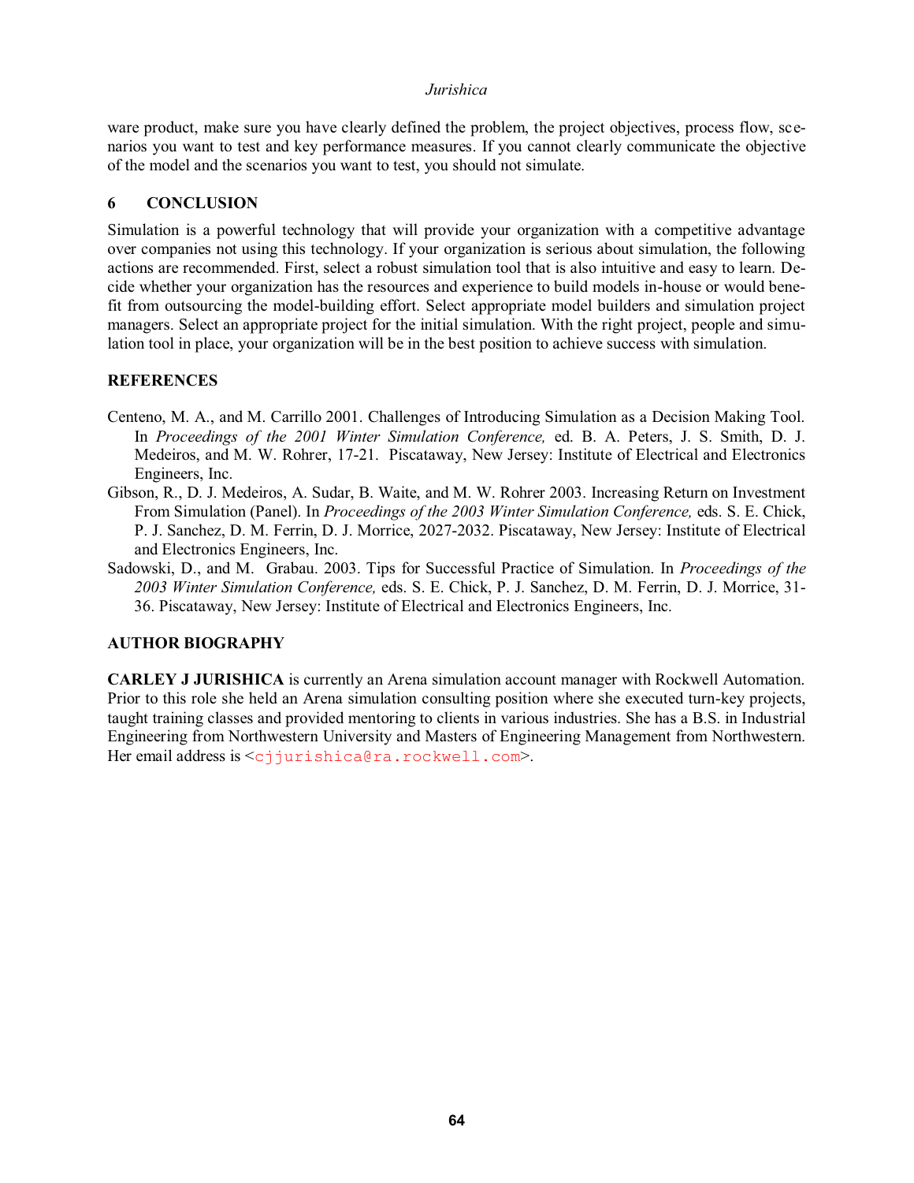ware product, make sure you have clearly defined the problem, the project objectives, process flow, scenarios you want to test and key performance measures. If you cannot clearly communicate the objective of the model and the scenarios you want to test, you should not simulate.

## 6 CONCLUSION

Simulation is a powerful technology that will provide your organization with a competitive advantage over companies not using this technology. If your organization is serious about simulation, the following actions are recommended. First, select a robust simulation tool that is also intuitive and easy to learn. Decide whether your organization has the resources and experience to build models in-house or would benefit from outsourcing the model-building effort. Select appropriate model builders and simulation project managers. Select an appropriate project for the initial simulation. With the right project, people and simulation tool in place, your organization will be in the best position to achieve success with simulation.

## REFERENCES

Centeno, M. A., and M. Carrillo 2001. Challenges of Introducing Simulation as a Decision Making Tool. In *Proceedings of the 2001 Winter Simulation Conference,* ed. B. A. Peters, J. S. Smith, D. J. Medeiros, and M. W. Rohrer, 17-21. Piscataway, New Jersey: Institute of Electrical and Electronics Engineers, Inc.

Gibson, R., D. J. Medeiros, A. Sudar, B. Waite, and M. W. Rohrer 2003. Increasing Return on Investment From Simulation (Panel). In *Proceedings of the 2003 Winter Simulation Conference,* eds. S. E. Chick, P. J. Sanchez, D. M. Ferrin, D. J. Morrice, 2027-2032. Piscataway, New Jersey: Institute of Electrical and Electronics Engineers, Inc.

Sadowski, D., and M. Grabau. 2003. Tips for Successful Practice of Simulation. In *Proceedings of the 2003 Winter Simulation Conference,* eds. S. E. Chick, P. J. Sanchez, D. M. Ferrin, D. J. Morrice, 31-36. Piscataway, New Jersey: Institute of Electrical and Electronics Engineers, Inc.

## AUTHOR BIOGRAPHY

**CARLEY J JURISHICA** is currently an Arena simulation account manager with Rockwell Automation. Prior to this role she held an Arena simulation consulting position where she executed turn-key projects, taught training classes and provided mentoring to clients in various industries. She has a B.S. in Industrial Engineering from Northwestern University and Masters of Engineering Management from Northwestern. Her email address is <cjjurishica@ra.rockwell.com>.